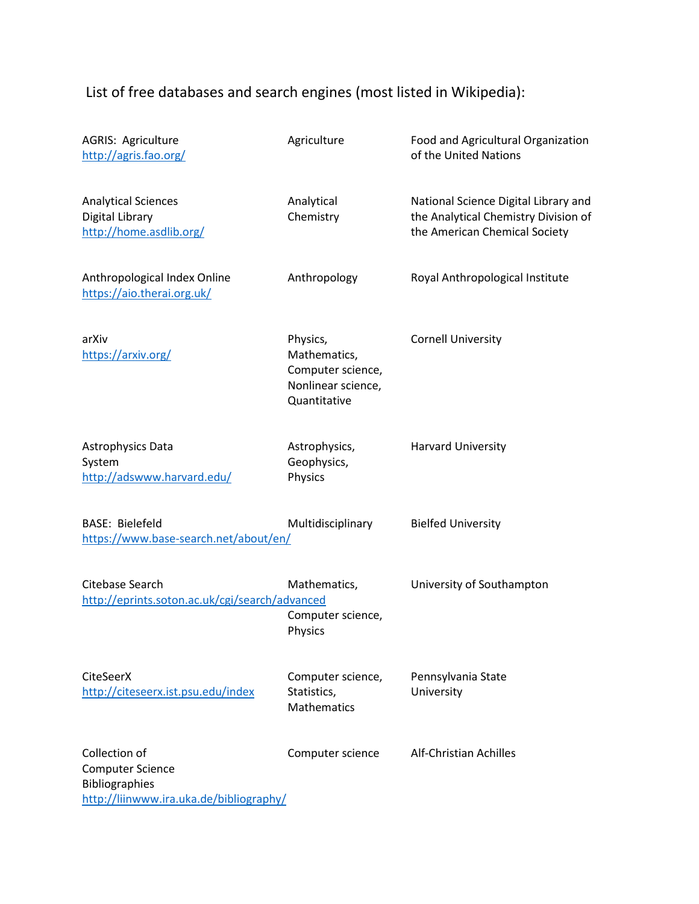# List of free databases and search engines (most listed in Wikipedia):

| | | |
|---|---|---|
| AGRIS: Agriculture http://agris.fao.org/ | Agriculture | Food and Agricultural Organization of the United Nations |
| Analytical Sciences Digital Library http://home.asdlib.org/ | Analytical Chemistry | National Science Digital Library and the Analytical Chemistry Division of the American Chemical Society |
| Anthropological Index Online https://aio.therai.org.uk/ | Anthropology | Royal Anthropological Institute |
| arXiv https://arxiv.org/ | Physics, Mathematics, Computer science, Nonlinear science, Quantitative | Cornell University |
| Astrophysics Data System http://adswww.harvard.edu/ | Astrophysics, Geophysics, Physics | Harvard University |
| BASE: Bielefeld https://www.base-search.net/about/en/ | Multidisciplinary | Bielfed University |
| Citebase Search http://eprints.soton.ac.uk/cgi/search/advanced | Mathematics, Computer science, Physics | University of Southampton |
| CiteSeerX http://citeseerx.ist.psu.edu/index | Computer science, Statistics, Mathematics | Pennsylvania State University |
| Collection of Computer Science Bibliographies http://liinwww.ira.uka.de/bibliography/ | Computer science | Alf-Christian Achilles |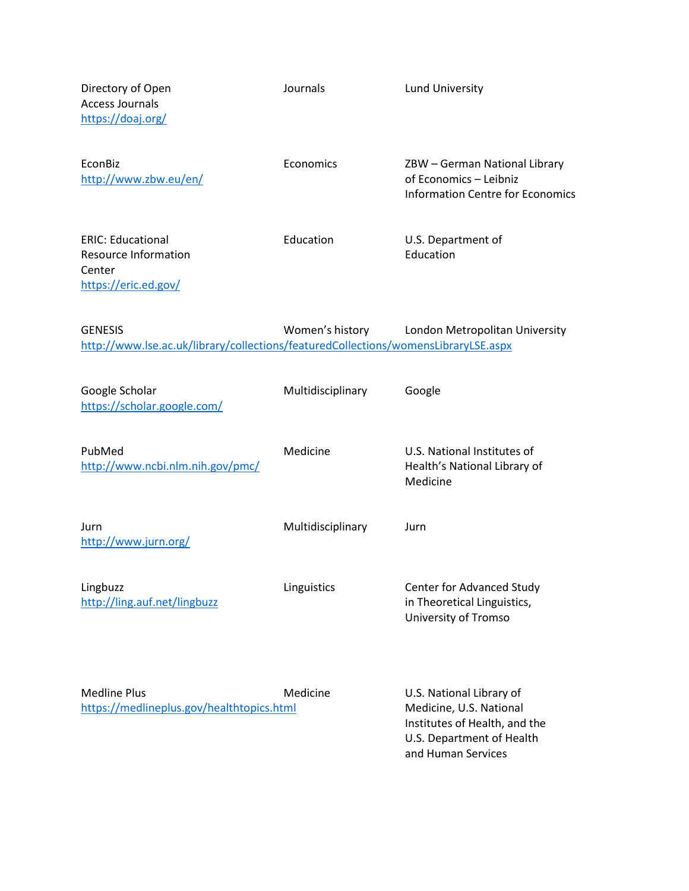| | | |
|---|---|---|
| Directory of Open Access Journals https://doaj.org/ | Journals | Lund University |
| EconBiz http://www.zbw.eu/en/ | Economics | ZBW – German National Library of Economics – Leibniz Information Centre for Economics |
| ERIC: Educational Resource Information Center https://eric.ed.gov/ | Education | U.S. Department of Education |
| GENESIS http://www.lse.ac.uk/library/collections/featuredCollections/womensLibraryLSE.aspx | Women's history | London Metropolitan University |
| Google Scholar https://scholar.google.com/ | Multidisciplinary | Google |
| PubMed http://www.ncbi.nlm.nih.gov/pmc/ | Medicine | U.S. National Institutes of Health's National Library of Medicine |
| Jurn http://www.jurn.org/ | Multidisciplinary | Jurn |
| Lingbuzz http://ling.auf.net/lingbuzz | Linguistics | Center for Advanced Study in Theoretical Linguistics, University of Tromso |
| Medline Plus https://medlineplus.gov/healthtopics.html | Medicine | U.S. National Library of Medicine, U.S. National Institutes of Health, and the U.S. Department of Health and Human Services |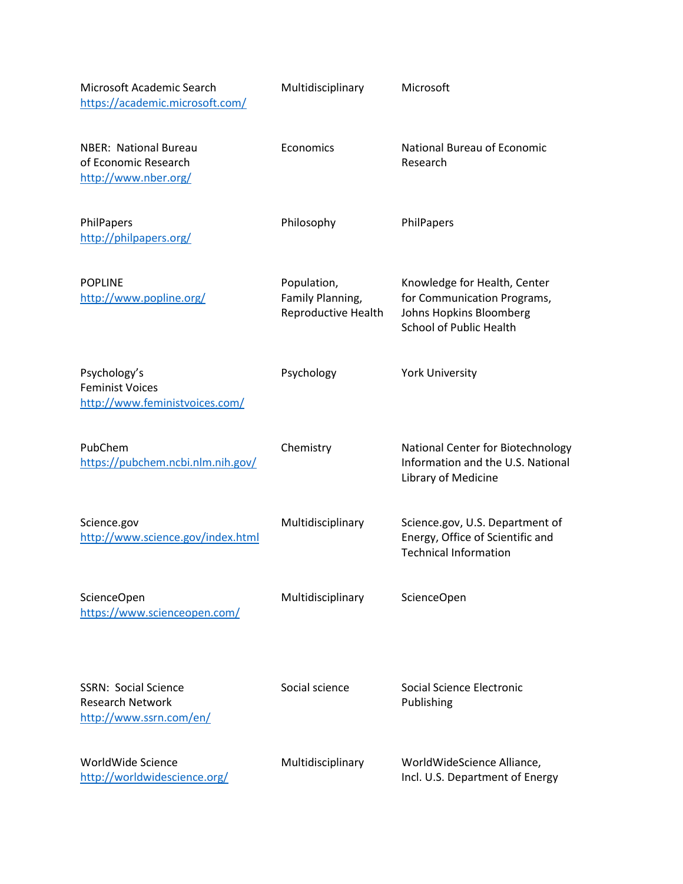| | | |
|---|---|---|
| Microsoft Academic Search https://academic.microsoft.com/ | Multidisciplinary | Microsoft |
| NBER: National Bureau of Economic Research http://www.nber.org/ | Economics | National Bureau of Economic Research |
| PhilPapers http://philpapers.org/ | Philosophy | PhilPapers |
| POPLINE http://www.popline.org/ | Population, Family Planning, Reproductive Health | Knowledge for Health, Center for Communication Programs, Johns Hopkins Bloomberg School of Public Health |
| Psychology's Feminist Voices http://www.feministvoices.com/ | Psychology | York University |
| PubChem https://pubchem.ncbi.nlm.nih.gov/ | Chemistry | National Center for Biotechnology Information and the U.S. National Library of Medicine |
| Science.gov http://www.science.gov/index.html | Multidisciplinary | Science.gov, U.S. Department of Energy, Office of Scientific and Technical Information |
| ScienceOpen https://www.scienceopen.com/ | Multidisciplinary | ScienceOpen |
| SSRN: Social Science Research Network http://www.ssrn.com/en/ | Social science | Social Science Electronic Publishing |
| WorldWide Science http://worldwidescience.org/ | Multidisciplinary | WorldWideScience Alliance, Incl. U.S. Department of Energy |